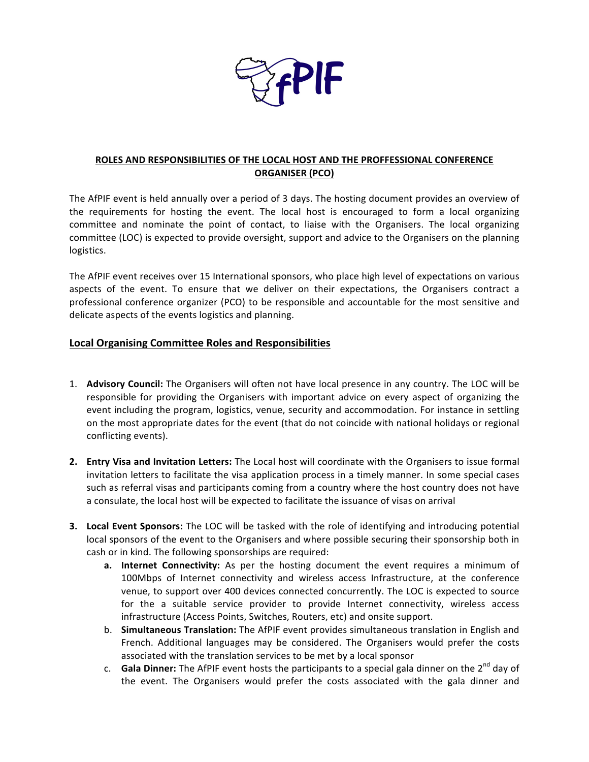**ROLES AND RESPONSIBILITIES OF THE LOCAL HOST AND THE PROFFESSIONAL CONFERENCE ORGANISER (PCO)**

The AfPIF event is held annually over a period of 3 days. The hosting document provides an overview of the requirements for hosting the event. The local host is encouraged to form a local organizing committee and nominate the point of contact, to liaise with the Organisers. The local organizing committee (LOC) is expected to provide oversight, support and advice to the Organisers on the planning logistics.

The AfPIF event receives over 15 International sponsors, who place high level of expectations on various aspects of the event. To ensure that we deliver on their expectations, the Organisers contract a professional conference organizer (PCO) to be responsible and accountable for the most sensitive and delicate aspects of the events logistics and planning.

## Local Organising Committee Roles and Responsibilities

1. **Advisory Council:** The Organisers will often not have local presence in any country. The LOC will be responsible for providing the Organisers with important advice on every aspect of organizing the event including the program, logistics, venue, security and accommodation. For instance in settling on the most appropriate dates for the event (that do not coincide with national holidays or regional conflicting events).

2. **Entry Visa and Invitation Letters:** The Local host will coordinate with the Organisers to issue formal invitation letters to facilitate the visa application process in a timely manner. In some special cases such as referral visas and participants coming from a country where the host country does not have a consulate, the local host will be expected to facilitate the issuance of visas on arrival

3. **Local Event Sponsors:** The LOC will be tasked with the role of identifying and introducing potential local sponsors of the event to the Organisers and where possible securing their sponsorship both in cash or in kind. The following sponsorships are required:
   a. **Internet Connectivity:** As per the hosting document the event requires a minimum of 100Mbps of Internet connectivity and wireless access Infrastructure, at the conference venue, to support over 400 devices connected concurrently. The LOC is expected to source for the a suitable service provider to provide Internet connectivity, wireless access infrastructure (Access Points, Switches, Routers, etc) and onsite support.
   b. **Simultaneous Translation:** The AfPIF event provides simultaneous translation in English and French. Additional languages may be considered. The Organisers would prefer the costs associated with the translation services to be met by a local sponsor
   c. **Gala Dinner:** The AfPIF event hosts the participants to a special gala dinner on the 2nd day of the event. The Organisers would prefer the costs associated with the gala dinner and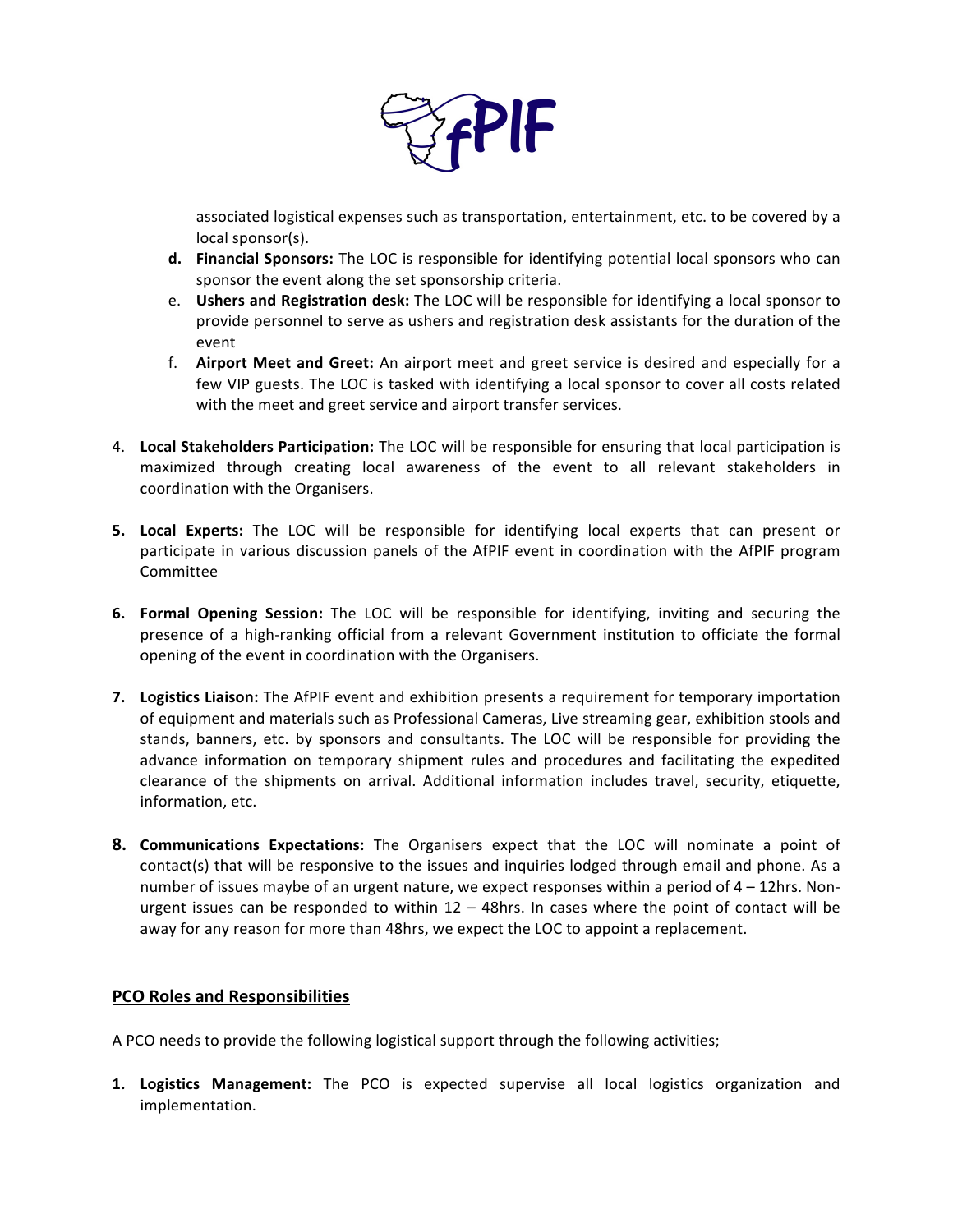associated logistical expenses such as transportation, entertainment, etc. to be covered by a local sponsor(s).

d. **Financial Sponsors:** The LOC is responsible for identifying potential local sponsors who can sponsor the event along the set sponsorship criteria.
e. **Ushers and Registration desk:** The LOC will be responsible for identifying a local sponsor to provide personnel to serve as ushers and registration desk assistants for the duration of the event
f. **Airport Meet and Greet:** An airport meet and greet service is desired and especially for a few VIP guests. The LOC is tasked with identifying a local sponsor to cover all costs related with the meet and greet service and airport transfer services.

4. **Local Stakeholders Participation:** The LOC will be responsible for ensuring that local participation is maximized through creating local awareness of the event to all relevant stakeholders in coordination with the Organisers.

5. **Local Experts:** The LOC will be responsible for identifying local experts that can present or participate in various discussion panels of the AfPIF event in coordination with the AfPIF program Committee

6. **Formal Opening Session:** The LOC will be responsible for identifying, inviting and securing the presence of a high-ranking official from a relevant Government institution to officiate the formal opening of the event in coordination with the Organisers.

7. **Logistics Liaison:** The AfPIF event and exhibition presents a requirement for temporary importation of equipment and materials such as Professional Cameras, Live streaming gear, exhibition stools and stands, banners, etc. by sponsors and consultants. The LOC will be responsible for providing the advance information on temporary shipment rules and procedures and facilitating the expedited clearance of the shipments on arrival. Additional information includes travel, security, etiquette, information, etc.

8. **Communications Expectations:** The Organisers expect that the LOC will nominate a point of contact(s) that will be responsive to the issues and inquiries lodged through email and phone. As a number of issues maybe of an urgent nature, we expect responses within a period of 4 – 12hrs. Non-urgent issues can be responded to within 12 – 48hrs. In cases where the point of contact will be away for any reason for more than 48hrs, we expect the LOC to appoint a replacement.

## PCO Roles and Responsibilities

A PCO needs to provide the following logistical support through the following activities;

1. **Logistics Management:** The PCO is expected supervise all local logistics organization and implementation.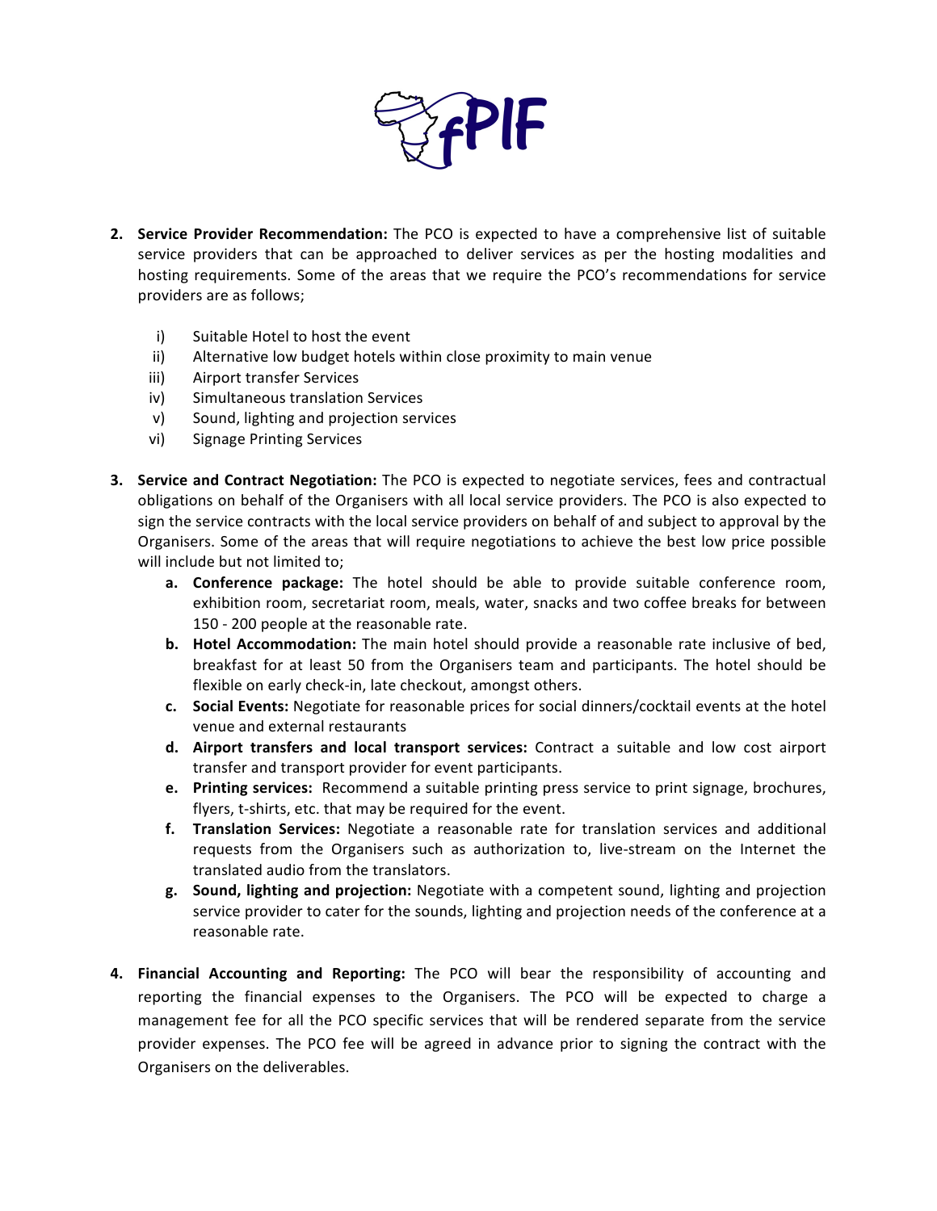2. **Service Provider Recommendation:** The PCO is expected to have a comprehensive list of suitable service providers that can be approached to deliver services as per the hosting modalities and hosting requirements. Some of the areas that we require the PCO's recommendations for service providers are as follows;

   i) Suitable Hotel to host the event
   ii) Alternative low budget hotels within close proximity to main venue
   iii) Airport transfer Services
   iv) Simultaneous translation Services
   v) Sound, lighting and projection services
   vi) Signage Printing Services

3. **Service and Contract Negotiation:** The PCO is expected to negotiate services, fees and contractual obligations on behalf of the Organisers with all local service providers. The PCO is also expected to sign the service contracts with the local service providers on behalf of and subject to approval by the Organisers. Some of the areas that will require negotiations to achieve the best low price possible will include but not limited to;

   a. **Conference package:** The hotel should be able to provide suitable conference room, exhibition room, secretariat room, meals, water, snacks and two coffee breaks for between 150 - 200 people at the reasonable rate.
   b. **Hotel Accommodation:** The main hotel should provide a reasonable rate inclusive of bed, breakfast for at least 50 from the Organisers team and participants. The hotel should be flexible on early check-in, late checkout, amongst others.
   c. **Social Events:** Negotiate for reasonable prices for social dinners/cocktail events at the hotel venue and external restaurants
   d. **Airport transfers and local transport services:** Contract a suitable and low cost airport transfer and transport provider for event participants.
   e. **Printing services:** Recommend a suitable printing press service to print signage, brochures, flyers, t-shirts, etc. that may be required for the event.
   f. **Translation Services:** Negotiate a reasonable rate for translation services and additional requests from the Organisers such as authorization to, live-stream on the Internet the translated audio from the translators.
   g. **Sound, lighting and projection:** Negotiate with a competent sound, lighting and projection service provider to cater for the sounds, lighting and projection needs of the conference at a reasonable rate.

4. **Financial Accounting and Reporting:** The PCO will bear the responsibility of accounting and reporting the financial expenses to the Organisers. The PCO will be expected to charge a management fee for all the PCO specific services that will be rendered separate from the service provider expenses. The PCO fee will be agreed in advance prior to signing the contract with the Organisers on the deliverables.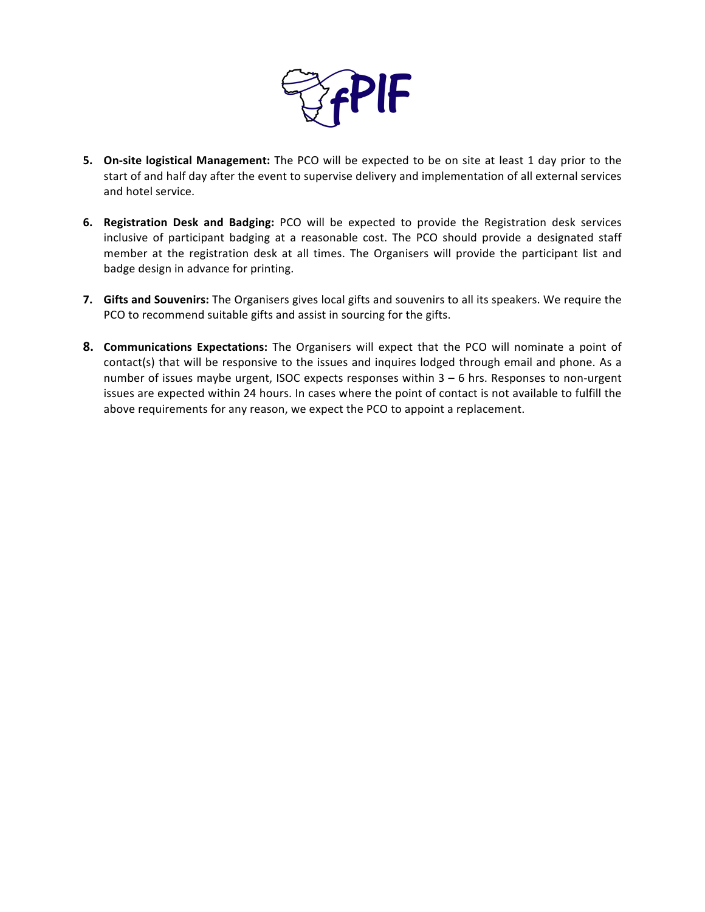5. **On-site logistical Management:** The PCO will be expected to be on site at least 1 day prior to the start of and half day after the event to supervise delivery and implementation of all external services and hotel service.

6. **Registration Desk and Badging:** PCO will be expected to provide the Registration desk services inclusive of participant badging at a reasonable cost. The PCO should provide a designated staff member at the registration desk at all times. The Organisers will provide the participant list and badge design in advance for printing.

7. **Gifts and Souvenirs:** The Organisers gives local gifts and souvenirs to all its speakers. We require the PCO to recommend suitable gifts and assist in sourcing for the gifts.

8. **Communications Expectations:** The Organisers will expect that the PCO will nominate a point of contact(s) that will be responsive to the issues and inquires lodged through email and phone. As a number of issues maybe urgent, ISOC expects responses within 3 – 6 hrs. Responses to non-urgent issues are expected within 24 hours. In cases where the point of contact is not available to fulfill the above requirements for any reason, we expect the PCO to appoint a replacement.